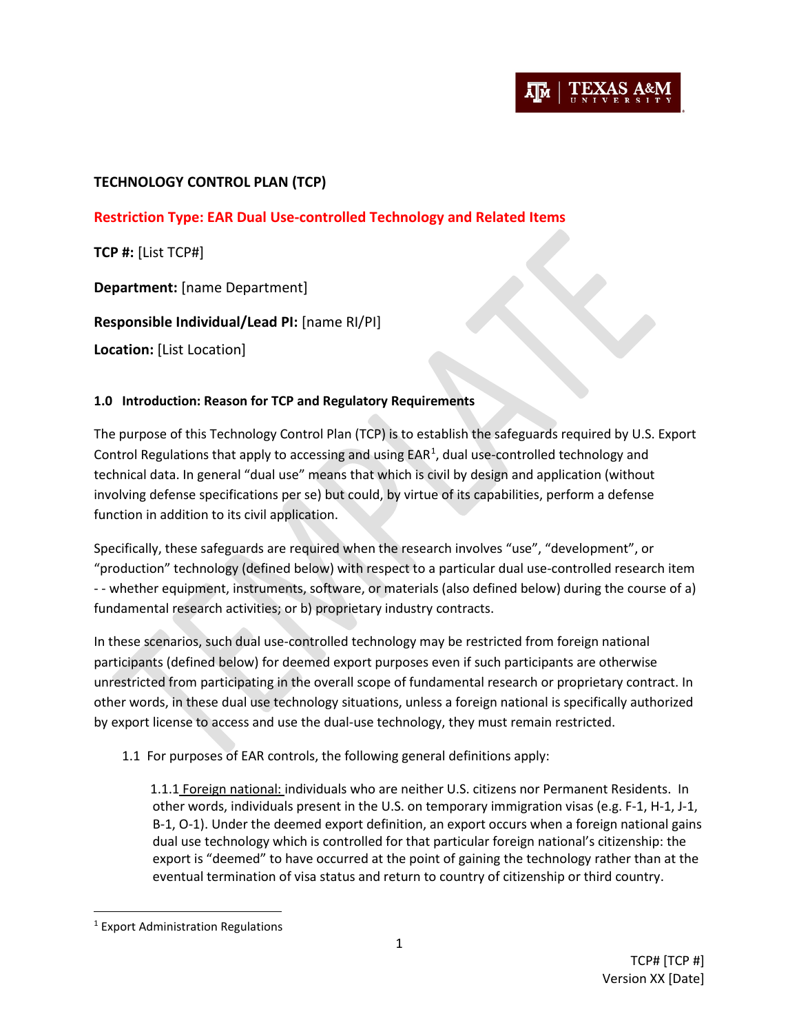# TECHNOLOGY CONTROL PLAN (TCP)

**Restriction Type: EAR Dual Use-controlled Technology and Related Items**

**TCP #:** [List TCP#]

**Department:** [name Department]

**Responsible Individual/Lead PI:** [name RI/PI]

**Location:** [List Location]

## 1.0 Introduction: Reason for TCP and Regulatory Requirements

The purpose of this Technology Control Plan (TCP) is to establish the safeguards required by U.S. Export Control Regulations that apply to accessing and using EAR[1], dual use-controlled technology and technical data. In general "dual use" means that which is civil by design and application (without involving defense specifications per se) but could, by virtue of its capabilities, perform a defense function in addition to its civil application.

Specifically, these safeguards are required when the research involves "use", "development", or "production" technology (defined below) with respect to a particular dual use-controlled research item - - whether equipment, instruments, software, or materials (also defined below) during the course of a) fundamental research activities; or b) proprietary industry contracts.

In these scenarios, such dual use-controlled technology may be restricted from foreign national participants (defined below) for deemed export purposes even if such participants are otherwise unrestricted from participating in the overall scope of fundamental research or proprietary contract. In other words, in these dual use technology situations, unless a foreign national is specifically authorized by export license to access and use the dual-use technology, they must remain restricted.

1.1 For purposes of EAR controls, the following general definitions apply:

1.1.1 Foreign national: individuals who are neither U.S. citizens nor Permanent Residents. In other words, individuals present in the U.S. on temporary immigration visas (e.g. F-1, H-1, J-1, B-1, O-1). Under the deemed export definition, an export occurs when a foreign national gains dual use technology which is controlled for that particular foreign national's citizenship: the export is "deemed" to have occurred at the point of gaining the technology rather than at the eventual termination of visa status and return to country of citizenship or third country.

[1] Export Administration Regulations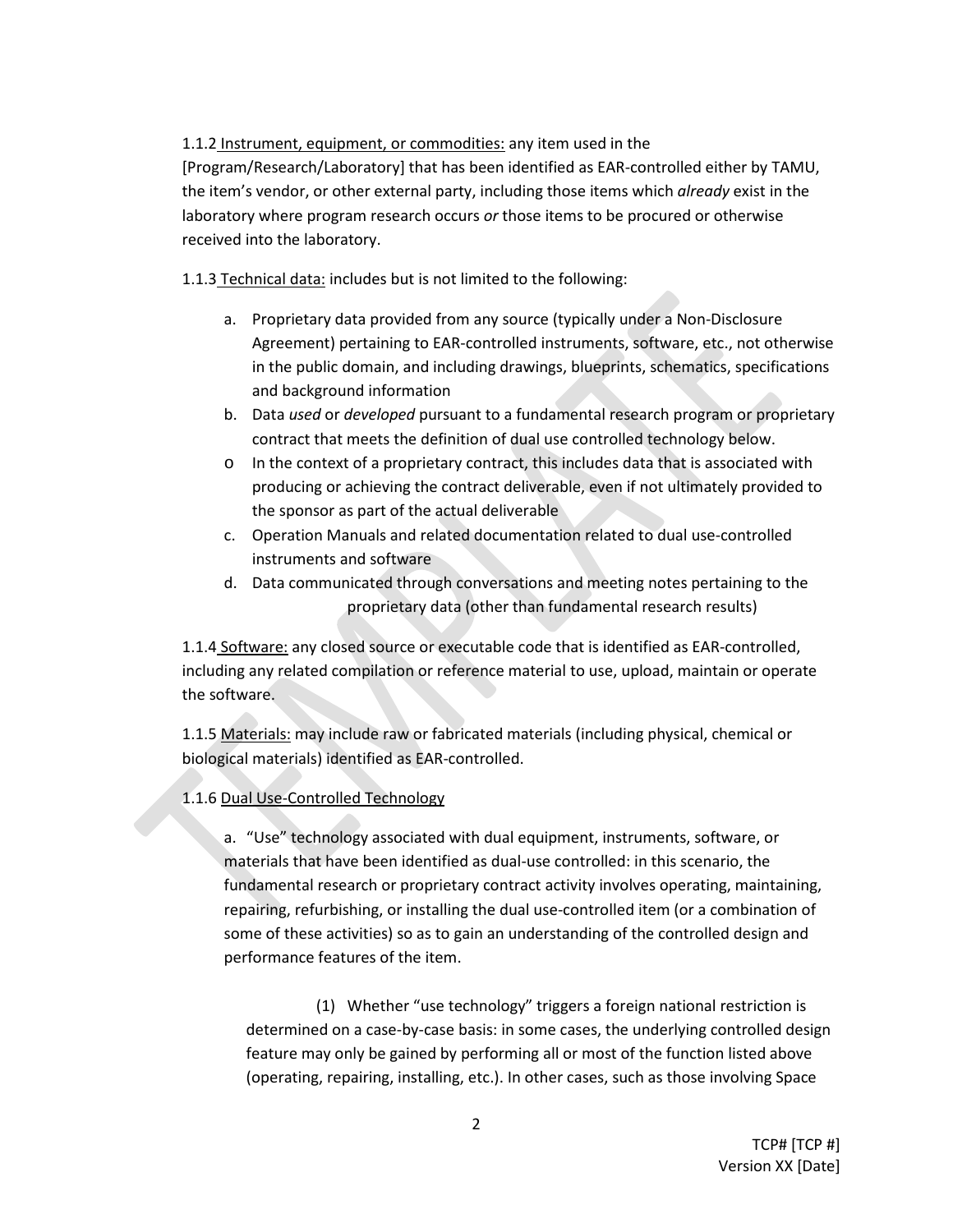1.1.2 <u>Instrument, equipment, or commodities:</u> any item used in the [Program/Research/Laboratory] that has been identified as EAR-controlled either by TAMU, the item's vendor, or other external party, including those items which *already* exist in the laboratory where program research occurs *or* those items to be procured or otherwise received into the laboratory.

1.1.3 <u>Technical data:</u> includes but is not limited to the following:

a. Proprietary data provided from any source (typically under a Non-Disclosure Agreement) pertaining to EAR-controlled instruments, software, etc., not otherwise in the public domain, and including drawings, blueprints, schematics, specifications and background information
b. Data *used* or *developed* pursuant to a fundamental research program or proprietary contract that meets the definition of dual use controlled technology below.
   - In the context of a proprietary contract, this includes data that is associated with producing or achieving the contract deliverable, even if not ultimately provided to the sponsor as part of the actual deliverable
c. Operation Manuals and related documentation related to dual use-controlled instruments and software
d. Data communicated through conversations and meeting notes pertaining to the proprietary data (other than fundamental research results)

1.1.4 <u>Software:</u> any closed source or executable code that is identified as EAR-controlled, including any related compilation or reference material to use, upload, maintain or operate the software.

1.1.5 <u>Materials:</u> may include raw or fabricated materials (including physical, chemical or biological materials) identified as EAR-controlled.

1.1.6 <u>Dual Use-Controlled Technology</u>

a. "Use" technology associated with dual equipment, instruments, software, or materials that have been identified as dual-use controlled: in this scenario, the fundamental research or proprietary contract activity involves operating, maintaining, repairing, refurbishing, or installing the dual use-controlled item (or a combination of some of these activities) so as to gain an understanding of the controlled design and performance features of the item.

(1) Whether "use technology" triggers a foreign national restriction is determined on a case-by-case basis: in some cases, the underlying controlled design feature may only be gained by performing all or most of the function listed above (operating, repairing, installing, etc.). In other cases, such as those involving Space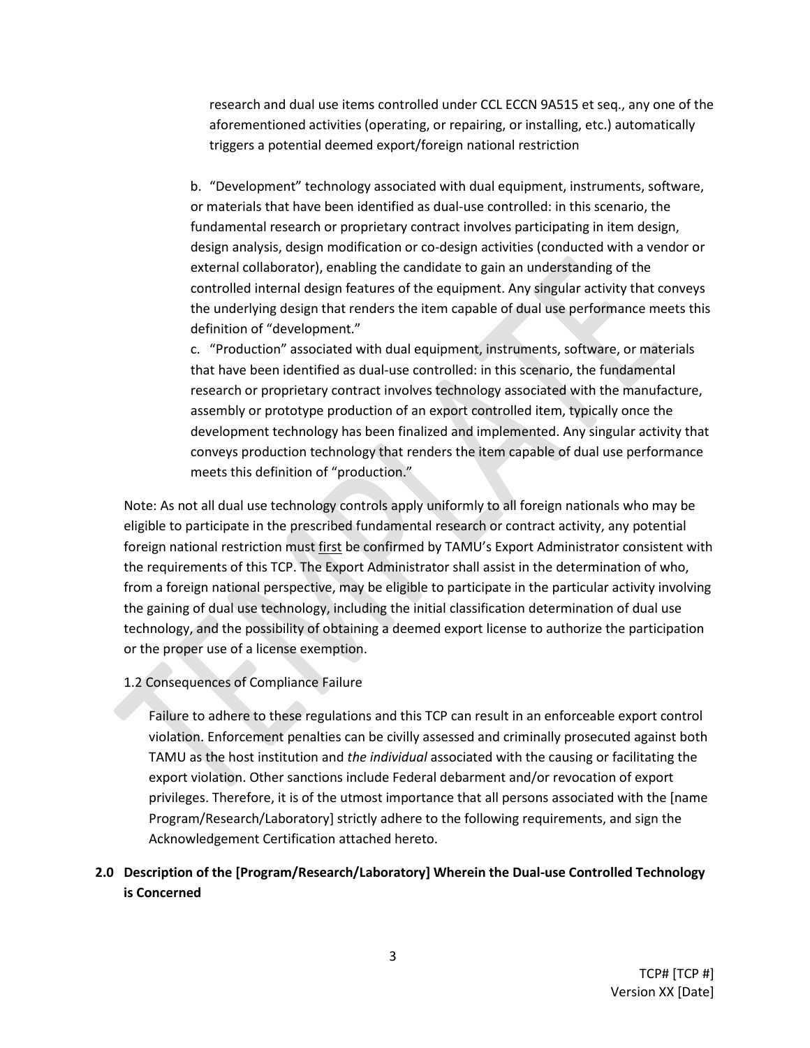research and dual use items controlled under CCL ECCN 9A515 et seq., any one of the aforementioned activities (operating, or repairing, or installing, etc.) automatically triggers a potential deemed export/foreign national restriction

b. "Development" technology associated with dual equipment, instruments, software, or materials that have been identified as dual-use controlled: in this scenario, the fundamental research or proprietary contract involves participating in item design, design analysis, design modification or co-design activities (conducted with a vendor or external collaborator), enabling the candidate to gain an understanding of the controlled internal design features of the equipment. Any singular activity that conveys the underlying design that renders the item capable of dual use performance meets this definition of "development."

c. "Production" associated with dual equipment, instruments, software, or materials that have been identified as dual-use controlled: in this scenario, the fundamental research or proprietary contract involves technology associated with the manufacture, assembly or prototype production of an export controlled item, typically once the development technology has been finalized and implemented. Any singular activity that conveys production technology that renders the item capable of dual use performance meets this definition of "production."

Note: As not all dual use technology controls apply uniformly to all foreign nationals who may be eligible to participate in the prescribed fundamental research or contract activity, any potential foreign national restriction must first be confirmed by TAMU's Export Administrator consistent with the requirements of this TCP. The Export Administrator shall assist in the determination of who, from a foreign national perspective, may be eligible to participate in the particular activity involving the gaining of dual use technology, including the initial classification determination of dual use technology, and the possibility of obtaining a deemed export license to authorize the participation or the proper use of a license exemption.

1.2 Consequences of Compliance Failure

Failure to adhere to these regulations and this TCP can result in an enforceable export control violation. Enforcement penalties can be civilly assessed and criminally prosecuted against both TAMU as the host institution and *the individual* associated with the causing or facilitating the export violation. Other sanctions include Federal debarment and/or revocation of export privileges. Therefore, it is of the utmost importance that all persons associated with the [name Program/Research/Laboratory] strictly adhere to the following requirements, and sign the Acknowledgement Certification attached hereto.

## 2.0 Description of the [Program/Research/Laboratory] Wherein the Dual-use Controlled Technology is Concerned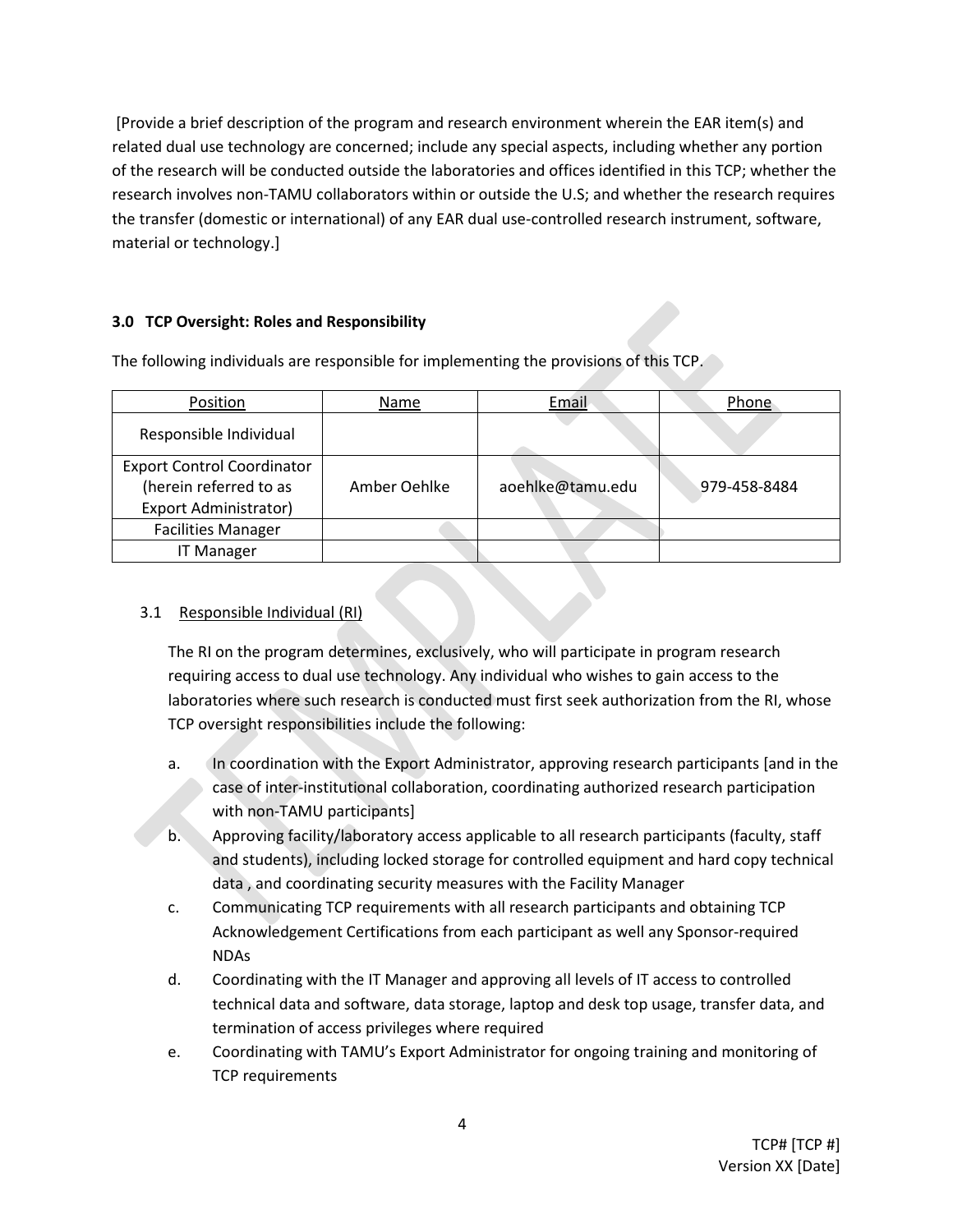[Provide a brief description of the program and research environment wherein the EAR item(s) and related dual use technology are concerned; include any special aspects, including whether any portion of the research will be conducted outside the laboratories and offices identified in this TCP; whether the research involves non-TAMU collaborators within or outside the U.S; and whether the research requires the transfer (domestic or international) of any EAR dual use-controlled research instrument, software, material or technology.]

### 3.0 TCP Oversight: Roles and Responsibility

The following individuals are responsible for implementing the provisions of this TCP.

| Position | Name | Email | Phone |
|---|---|---|---|
| Responsible Individual | | | |
| Export Control Coordinator (herein referred to as Export Administrator) | Amber Oehlke | aoehlke@tamu.edu | 979-458-8484 |
| Facilities Manager | | | |
| IT Manager | | | |

#### 3.1 Responsible Individual (RI)

The RI on the program determines, exclusively, who will participate in program research requiring access to dual use technology. Any individual who wishes to gain access to the laboratories where such research is conducted must first seek authorization from the RI, whose TCP oversight responsibilities include the following:

a. In coordination with the Export Administrator, approving research participants [and in the case of inter-institutional collaboration, coordinating authorized research participation with non-TAMU participants]
b. Approving facility/laboratory access applicable to all research participants (faculty, staff and students), including locked storage for controlled equipment and hard copy technical data , and coordinating security measures with the Facility Manager
c. Communicating TCP requirements with all research participants and obtaining TCP Acknowledgement Certifications from each participant as well any Sponsor-required NDAs
d. Coordinating with the IT Manager and approving all levels of IT access to controlled technical data and software, data storage, laptop and desk top usage, transfer data, and termination of access privileges where required
e. Coordinating with TAMU's Export Administrator for ongoing training and monitoring of TCP requirements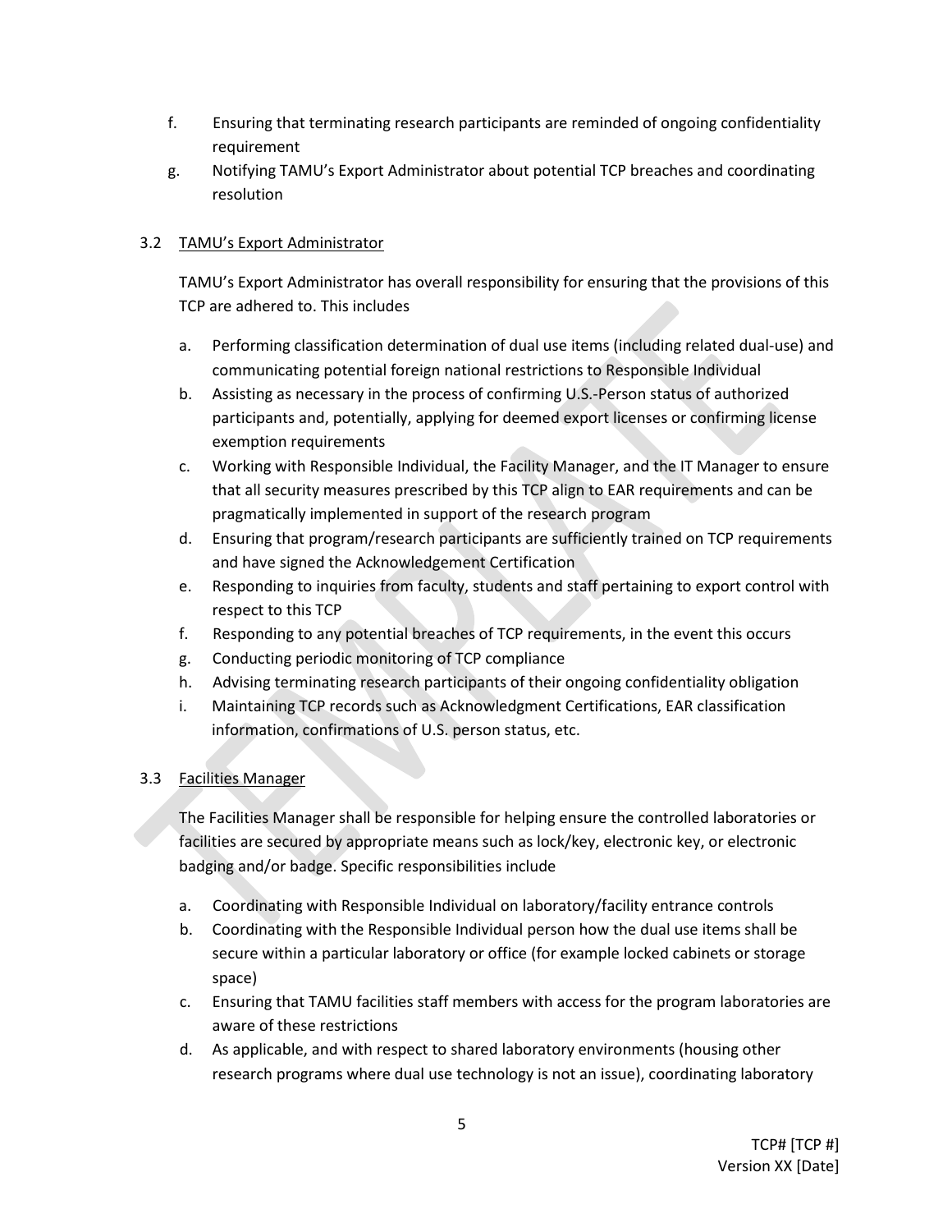f. Ensuring that terminating research participants are reminded of ongoing confidentiality requirement

g. Notifying TAMU's Export Administrator about potential TCP breaches and coordinating resolution

### 3.2 TAMU's Export Administrator

TAMU's Export Administrator has overall responsibility for ensuring that the provisions of this TCP are adhered to. This includes

a. Performing classification determination of dual use items (including related dual-use) and communicating potential foreign national restrictions to Responsible Individual

b. Assisting as necessary in the process of confirming U.S.-Person status of authorized participants and, potentially, applying for deemed export licenses or confirming license exemption requirements

c. Working with Responsible Individual, the Facility Manager, and the IT Manager to ensure that all security measures prescribed by this TCP align to EAR requirements and can be pragmatically implemented in support of the research program

d. Ensuring that program/research participants are sufficiently trained on TCP requirements and have signed the Acknowledgement Certification

e. Responding to inquiries from faculty, students and staff pertaining to export control with respect to this TCP

f. Responding to any potential breaches of TCP requirements, in the event this occurs

g. Conducting periodic monitoring of TCP compliance

h. Advising terminating research participants of their ongoing confidentiality obligation

i. Maintaining TCP records such as Acknowledgment Certifications, EAR classification information, confirmations of U.S. person status, etc.

### 3.3 Facilities Manager

The Facilities Manager shall be responsible for helping ensure the controlled laboratories or facilities are secured by appropriate means such as lock/key, electronic key, or electronic badging and/or badge. Specific responsibilities include

a. Coordinating with Responsible Individual on laboratory/facility entrance controls

b. Coordinating with the Responsible Individual person how the dual use items shall be secure within a particular laboratory or office (for example locked cabinets or storage space)

c. Ensuring that TAMU facilities staff members with access for the program laboratories are aware of these restrictions

d. As applicable, and with respect to shared laboratory environments (housing other research programs where dual use technology is not an issue), coordinating laboratory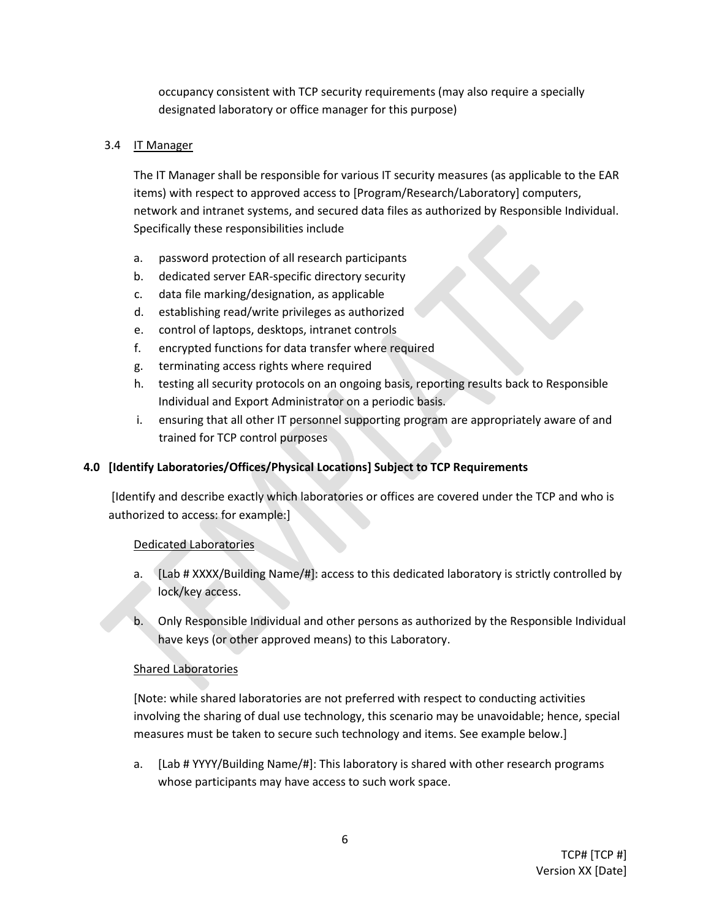occupancy consistent with TCP security requirements (may also require a specially designated laboratory or office manager for this purpose)

3.4 IT Manager

The IT Manager shall be responsible for various IT security measures (as applicable to the EAR items) with respect to approved access to [Program/Research/Laboratory] computers, network and intranet systems, and secured data files as authorized by Responsible Individual. Specifically these responsibilities include

a. password protection of all research participants
b. dedicated server EAR-specific directory security
c. data file marking/designation, as applicable
d. establishing read/write privileges as authorized
e. control of laptops, desktops, intranet controls
f. encrypted functions for data transfer where required
g. terminating access rights where required
h. testing all security protocols on an ongoing basis, reporting results back to Responsible Individual and Export Administrator on a periodic basis.
i. ensuring that all other IT personnel supporting program are appropriately aware of and trained for TCP control purposes

**4.0 [Identify Laboratories/Offices/Physical Locations] Subject to TCP Requirements**

[Identify and describe exactly which laboratories or offices are covered under the TCP and who is authorized to access: for example:]

Dedicated Laboratories

a. [Lab # XXXX/Building Name/#]: access to this dedicated laboratory is strictly controlled by lock/key access.

b. Only Responsible Individual and other persons as authorized by the Responsible Individual have keys (or other approved means) to this Laboratory.

Shared Laboratories

[Note: while shared laboratories are not preferred with respect to conducting activities involving the sharing of dual use technology, this scenario may be unavoidable; hence, special measures must be taken to secure such technology and items. See example below.]

a. [Lab # YYYY/Building Name/#]: This laboratory is shared with other research programs whose participants may have access to such work space.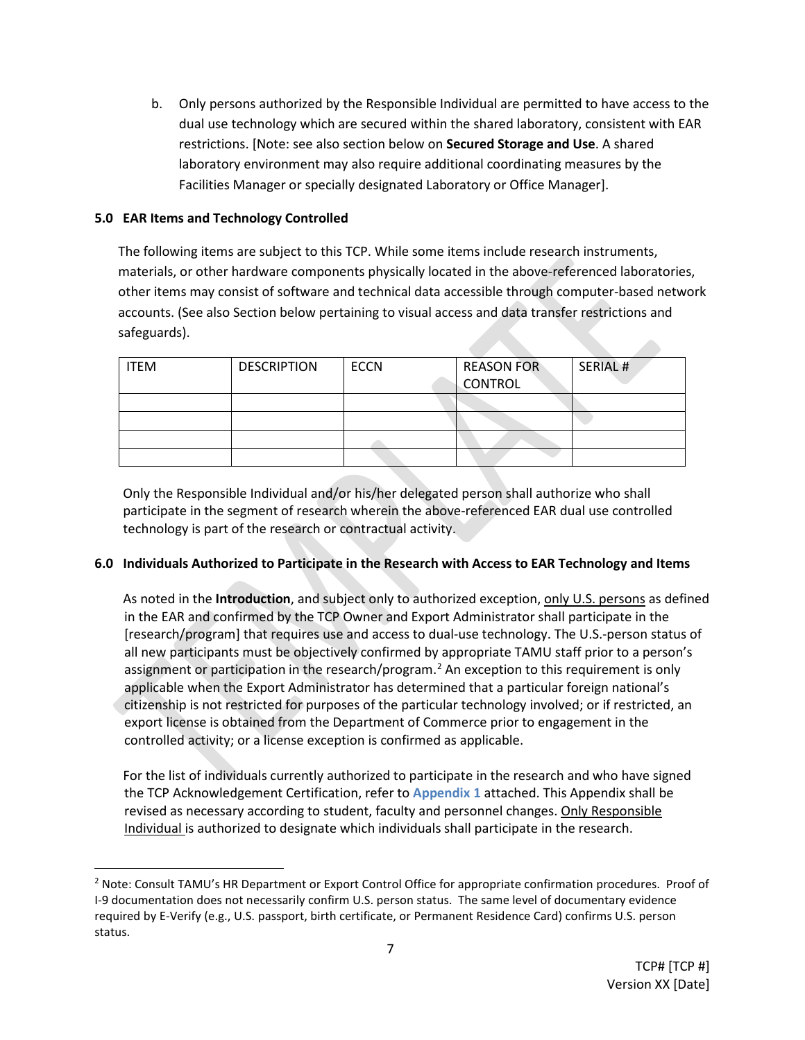b. Only persons authorized by the Responsible Individual are permitted to have access to the dual use technology which are secured within the shared laboratory, consistent with EAR restrictions. [Note: see also section below on **Secured Storage and Use**. A shared laboratory environment may also require additional coordinating measures by the Facilities Manager or specially designated Laboratory or Office Manager].

### 5.0 EAR Items and Technology Controlled

The following items are subject to this TCP. While some items include research instruments, materials, or other hardware components physically located in the above-referenced laboratories, other items may consist of software and technical data accessible through computer-based network accounts. (See also Section below pertaining to visual access and data transfer restrictions and safeguards).

| ITEM | DESCRIPTION | ECCN | REASON FOR CONTROL | SERIAL # |
|---|---|---|---|---|
| | | | | |
| | | | | |
| | | | | |
| | | | | |

Only the Responsible Individual and/or his/her delegated person shall authorize who shall participate in the segment of research wherein the above-referenced EAR dual use controlled technology is part of the research or contractual activity.

### 6.0 Individuals Authorized to Participate in the Research with Access to EAR Technology and Items

As noted in the **Introduction**, and subject only to authorized exception, <u>only U.S. persons</u> as defined in the EAR and confirmed by the TCP Owner and Export Administrator shall participate in the [research/program] that requires use and access to dual-use technology. The U.S.-person status of all new participants must be objectively confirmed by appropriate TAMU staff prior to a person's assignment or participation in the research/program.[2] An exception to this requirement is only applicable when the Export Administrator has determined that a particular foreign national's citizenship is not restricted for purposes of the particular technology involved; or if restricted, an export license is obtained from the Department of Commerce prior to engagement in the controlled activity; or a license exception is confirmed as applicable.

For the list of individuals currently authorized to participate in the research and who have signed the TCP Acknowledgement Certification, refer to **Appendix 1** attached. This Appendix shall be revised as necessary according to student, faculty and personnel changes. <u>Only Responsible Individual</u> is authorized to designate which individuals shall participate in the research.

[2] Note: Consult TAMU's HR Department or Export Control Office for appropriate confirmation procedures. Proof of I-9 documentation does not necessarily confirm U.S. person status. The same level of documentary evidence required by E-Verify (e.g., U.S. passport, birth certificate, or Permanent Residence Card) confirms U.S. person status.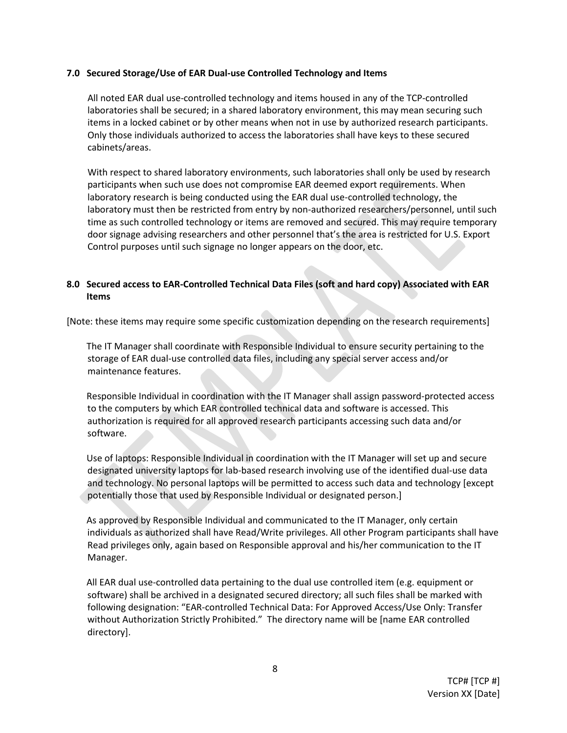### 7.0 Secured Storage/Use of EAR Dual-use Controlled Technology and Items

All noted EAR dual use-controlled technology and items housed in any of the TCP-controlled laboratories shall be secured; in a shared laboratory environment, this may mean securing such items in a locked cabinet or by other means when not in use by authorized research participants. Only those individuals authorized to access the laboratories shall have keys to these secured cabinets/areas.

With respect to shared laboratory environments, such laboratories shall only be used by research participants when such use does not compromise EAR deemed export requirements. When laboratory research is being conducted using the EAR dual use-controlled technology, the laboratory must then be restricted from entry by non-authorized researchers/personnel, until such time as such controlled technology or items are removed and secured. This may require temporary door signage advising researchers and other personnel that's the area is restricted for U.S. Export Control purposes until such signage no longer appears on the door, etc.

### 8.0 Secured access to EAR-Controlled Technical Data Files (soft and hard copy) Associated with EAR Items

[Note: these items may require some specific customization depending on the research requirements]

The IT Manager shall coordinate with Responsible Individual to ensure security pertaining to the storage of EAR dual-use controlled data files, including any special server access and/or maintenance features.

Responsible Individual in coordination with the IT Manager shall assign password-protected access to the computers by which EAR controlled technical data and software is accessed. This authorization is required for all approved research participants accessing such data and/or software.

Use of laptops: Responsible Individual in coordination with the IT Manager will set up and secure designated university laptops for lab-based research involving use of the identified dual-use data and technology. No personal laptops will be permitted to access such data and technology [except potentially those that used by Responsible Individual or designated person.]

As approved by Responsible Individual and communicated to the IT Manager, only certain individuals as authorized shall have Read/Write privileges. All other Program participants shall have Read privileges only, again based on Responsible approval and his/her communication to the IT Manager.

All EAR dual use-controlled data pertaining to the dual use controlled item (e.g. equipment or software) shall be archived in a designated secured directory; all such files shall be marked with following designation: "EAR-controlled Technical Data: For Approved Access/Use Only: Transfer without Authorization Strictly Prohibited." The directory name will be [name EAR controlled directory].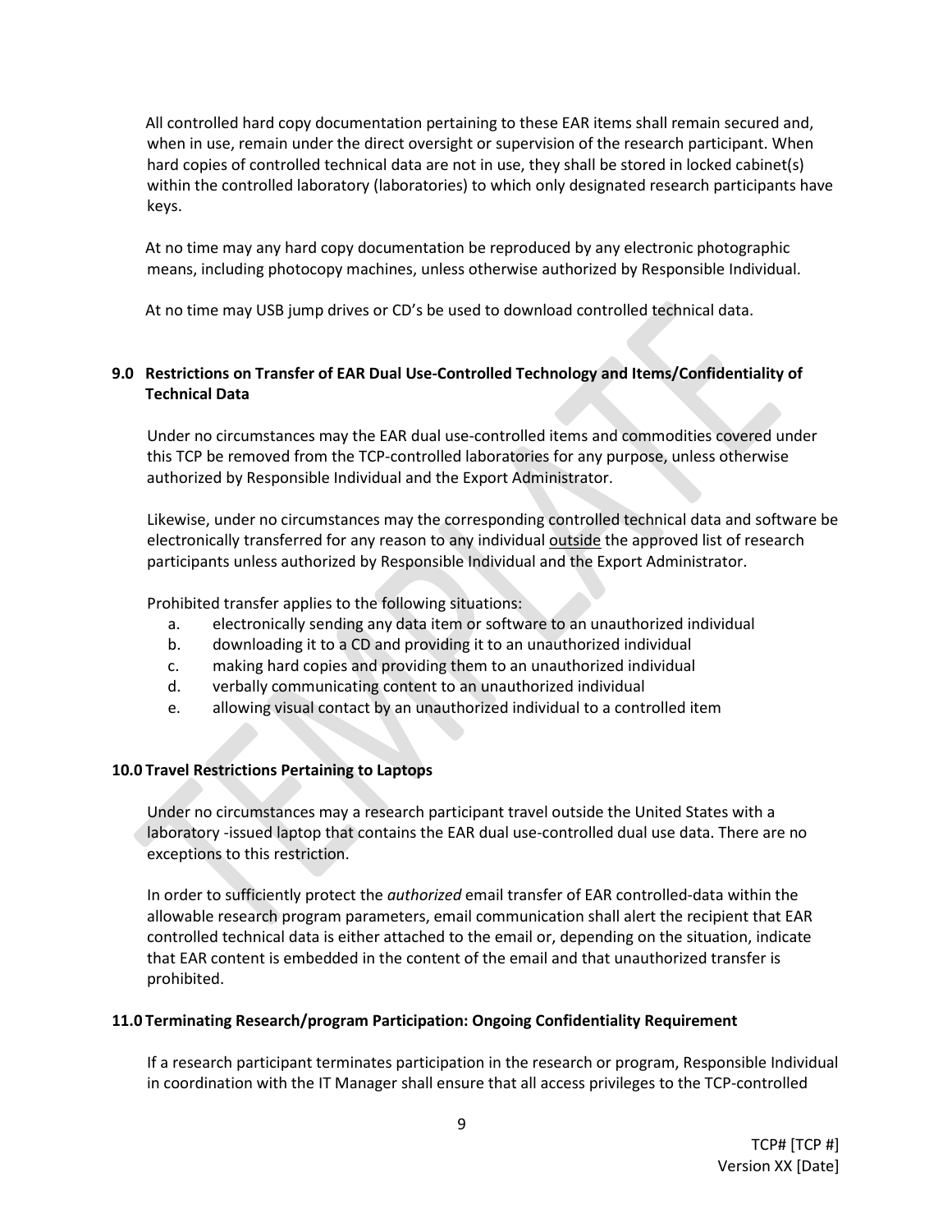All controlled hard copy documentation pertaining to these EAR items shall remain secured and, when in use, remain under the direct oversight or supervision of the research participant. When hard copies of controlled technical data are not in use, they shall be stored in locked cabinet(s) within the controlled laboratory (laboratories) to which only designated research participants have keys.

At no time may any hard copy documentation be reproduced by any electronic photographic means, including photocopy machines, unless otherwise authorized by Responsible Individual.

At no time may USB jump drives or CD's be used to download controlled technical data.

## 9.0 Restrictions on Transfer of EAR Dual Use-Controlled Technology and Items/Confidentiality of Technical Data

Under no circumstances may the EAR dual use-controlled items and commodities covered under this TCP be removed from the TCP-controlled laboratories for any purpose, unless otherwise authorized by Responsible Individual and the Export Administrator.

Likewise, under no circumstances may the corresponding controlled technical data and software be electronically transferred for any reason to any individual <u>outside</u> the approved list of research participants unless authorized by Responsible Individual and the Export Administrator.

Prohibited transfer applies to the following situations:

a. electronically sending any data item or software to an unauthorized individual
b. downloading it to a CD and providing it to an unauthorized individual
c. making hard copies and providing them to an unauthorized individual
d. verbally communicating content to an unauthorized individual
e. allowing visual contact by an unauthorized individual to a controlled item

## 10.0 Travel Restrictions Pertaining to Laptops

Under no circumstances may a research participant travel outside the United States with a laboratory -issued laptop that contains the EAR dual use-controlled dual use data. There are no exceptions to this restriction.

In order to sufficiently protect the *authorized* email transfer of EAR controlled-data within the allowable research program parameters, email communication shall alert the recipient that EAR controlled technical data is either attached to the email or, depending on the situation, indicate that EAR content is embedded in the content of the email and that unauthorized transfer is prohibited.

## 11.0 Terminating Research/program Participation: Ongoing Confidentiality Requirement

If a research participant terminates participation in the research or program, Responsible Individual in coordination with the IT Manager shall ensure that all access privileges to the TCP-controlled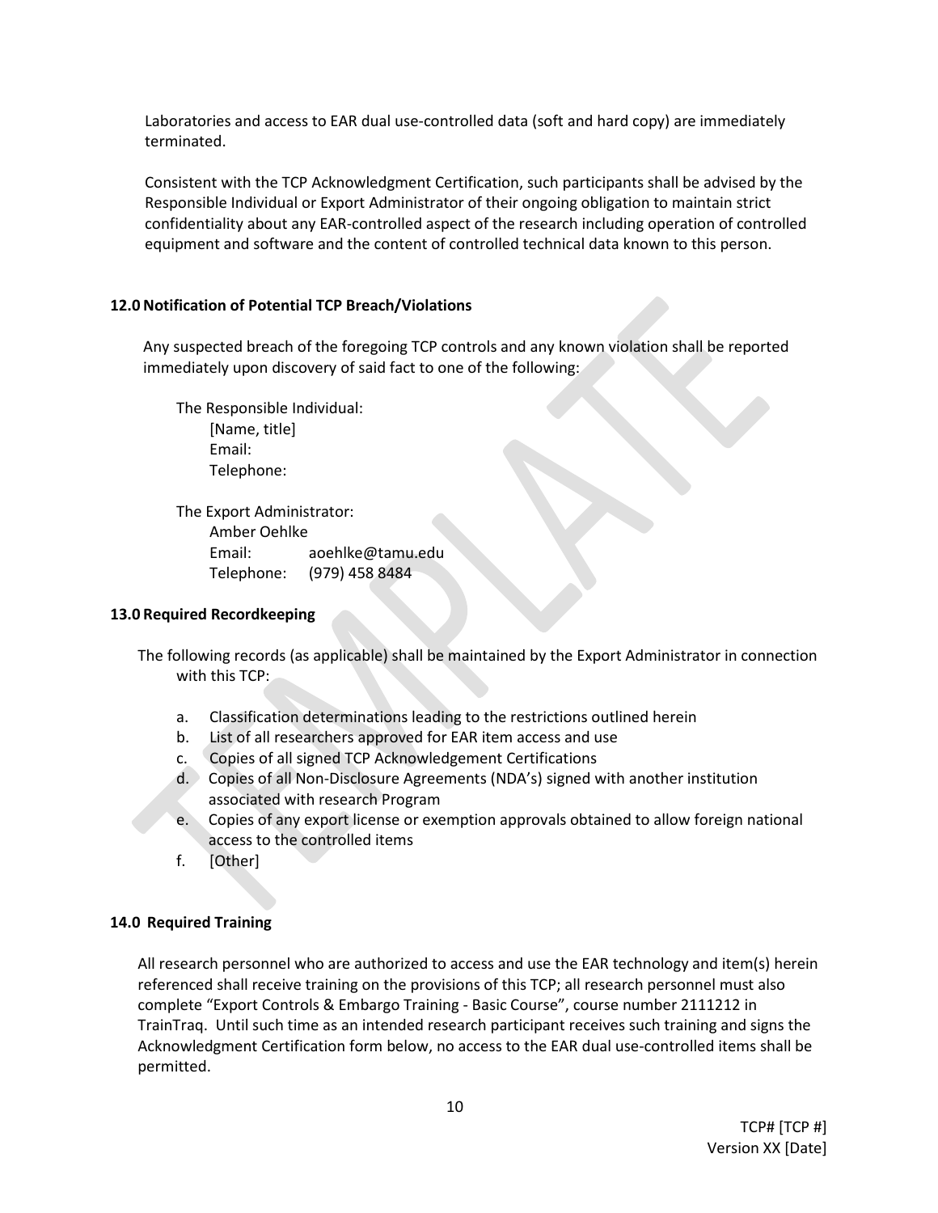Laboratories and access to EAR dual use-controlled data (soft and hard copy) are immediately terminated.

Consistent with the TCP Acknowledgment Certification, such participants shall be advised by the Responsible Individual or Export Administrator of their ongoing obligation to maintain strict confidentiality about any EAR-controlled aspect of the research including operation of controlled equipment and software and the content of controlled technical data known to this person.

## 12.0 Notification of Potential TCP Breach/Violations

Any suspected breach of the foregoing TCP controls and any known violation shall be reported immediately upon discovery of said fact to one of the following:

The Responsible Individual:
[Name, title]
Email:
Telephone:

The Export Administrator:
Amber Oehlke
Email: aoehlke@tamu.edu
Telephone: (979) 458 8484

## 13.0 Required Recordkeeping

The following records (as applicable) shall be maintained by the Export Administrator in connection with this TCP:

a. Classification determinations leading to the restrictions outlined herein
b. List of all researchers approved for EAR item access and use
c. Copies of all signed TCP Acknowledgement Certifications
d. Copies of all Non-Disclosure Agreements (NDA's) signed with another institution associated with research Program
e. Copies of any export license or exemption approvals obtained to allow foreign national access to the controlled items
f. [Other]

## 14.0 Required Training

All research personnel who are authorized to access and use the EAR technology and item(s) herein referenced shall receive training on the provisions of this TCP; all research personnel must also complete "Export Controls & Embargo Training - Basic Course", course number 2111212 in TrainTraq. Until such time as an intended research participant receives such training and signs the Acknowledgment Certification form below, no access to the EAR dual use-controlled items shall be permitted.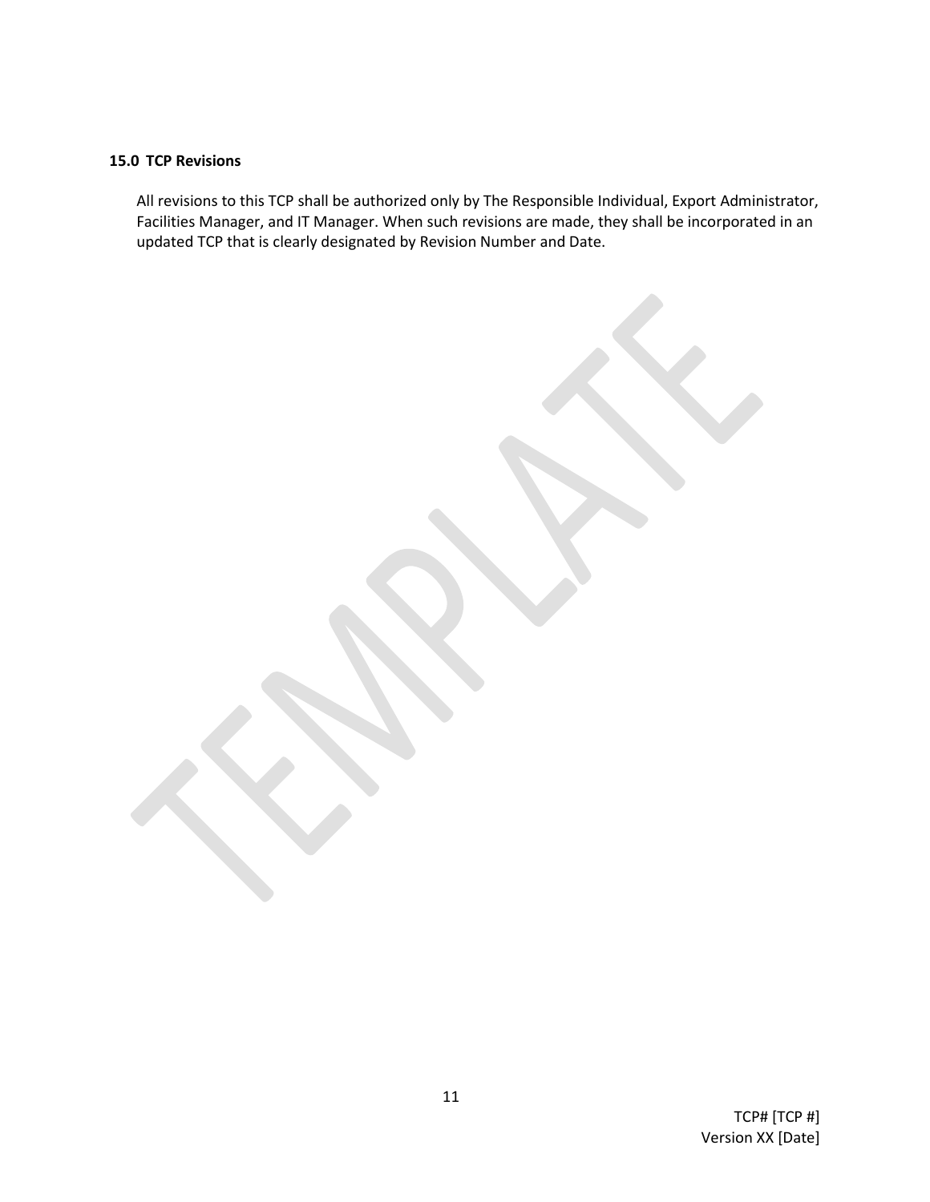### 15.0 TCP Revisions

All revisions to this TCP shall be authorized only by The Responsible Individual, Export Administrator, Facilities Manager, and IT Manager. When such revisions are made, they shall be incorporated in an updated TCP that is clearly designated by Revision Number and Date.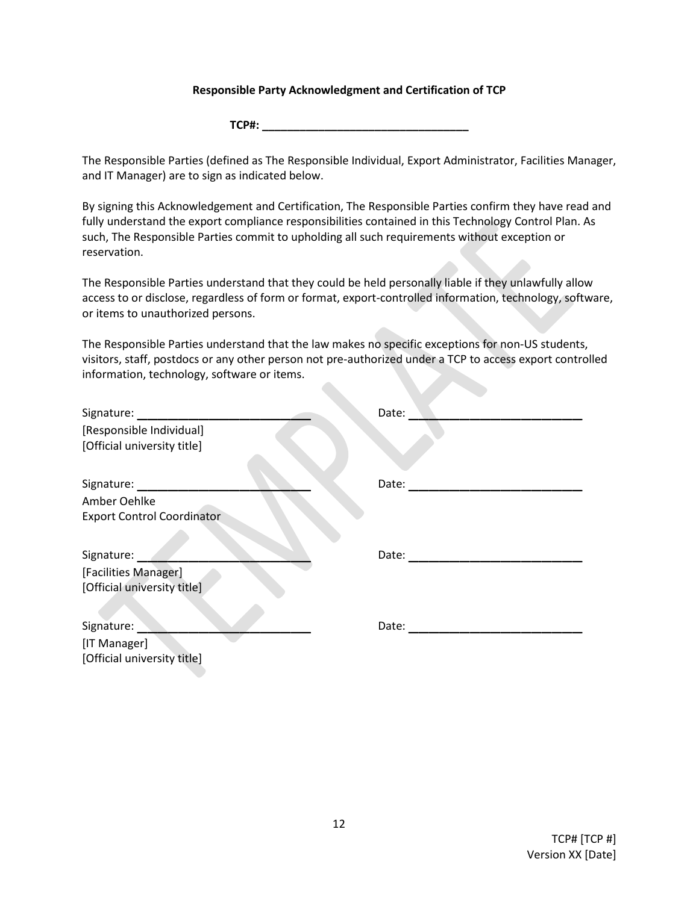**Responsible Party Acknowledgment and Certification of TCP**

**TCP#: ________________________________**

The Responsible Parties (defined as The Responsible Individual, Export Administrator, Facilities Manager, and IT Manager) are to sign as indicated below.

By signing this Acknowledgement and Certification, The Responsible Parties confirm they have read and fully understand the export compliance responsibilities contained in this Technology Control Plan. As such, The Responsible Parties commit to upholding all such requirements without exception or reservation.

The Responsible Parties understand that they could be held personally liable if they unlawfully allow access to or disclose, regardless of form or format, export-controlled information, technology, software, or items to unauthorized persons.

The Responsible Parties understand that the law makes no specific exceptions for non-US students, visitors, staff, postdocs or any other person not pre-authorized under a TCP to access export controlled information, technology, software or items.

Signature: ___________________________ Date: ___________________________
[Responsible Individual]
[Official university title]

Signature: ___________________________ Date: ___________________________
Amber Oehlke
Export Control Coordinator

Signature: ___________________________ Date: ___________________________
[Facilities Manager]
[Official university title]

Signature: ___________________________ Date: ___________________________
[IT Manager]
[Official university title]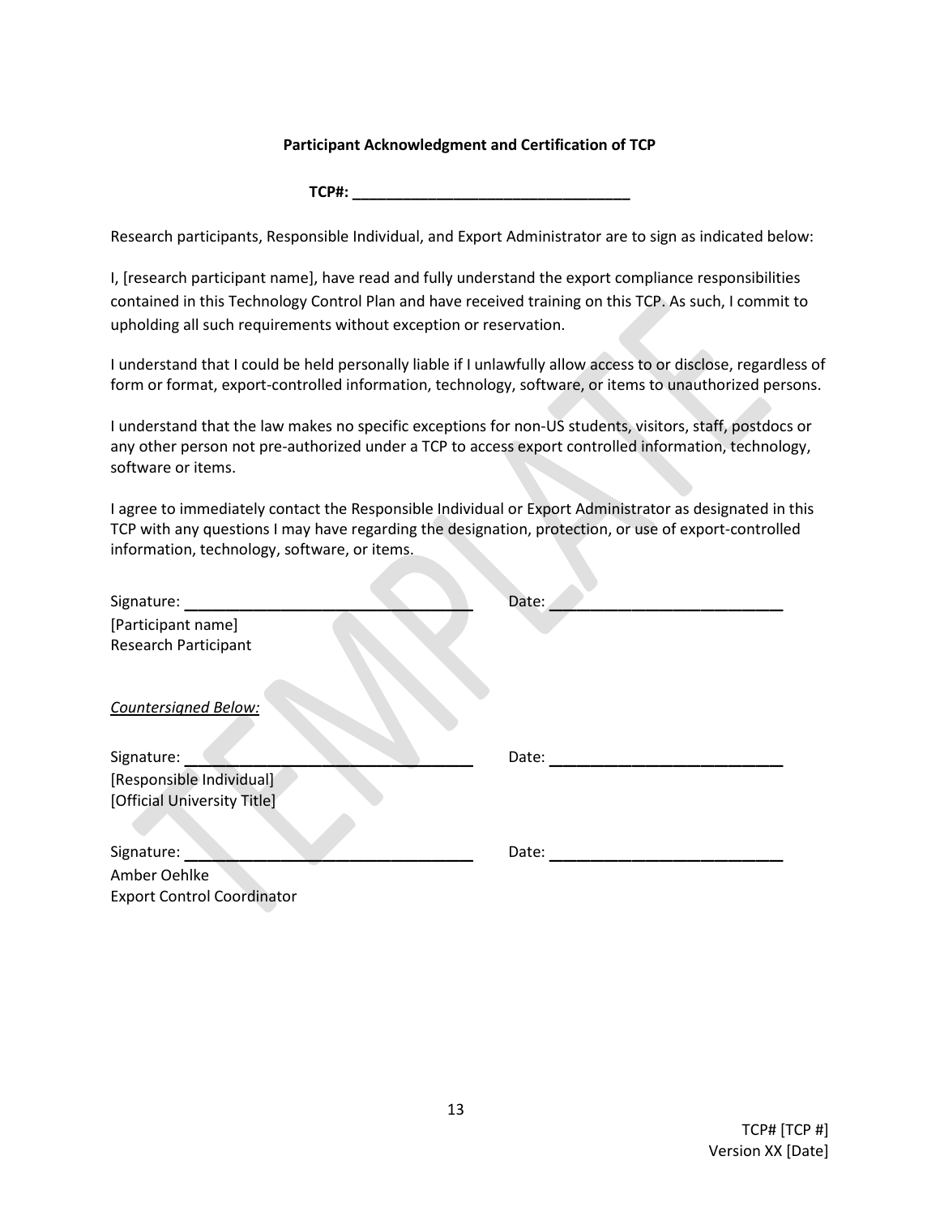**Participant Acknowledgment and Certification of TCP**

**TCP#: \_\_\_\_\_\_\_\_\_\_\_\_\_\_\_\_\_\_\_\_\_\_\_\_\_\_\_\_\_\_\_\_\_\_**

Research participants, Responsible Individual, and Export Administrator are to sign as indicated below:

I, [research participant name], have read and fully understand the export compliance responsibilities contained in this Technology Control Plan and have received training on this TCP. As such, I commit to upholding all such requirements without exception or reservation.

I understand that I could be held personally liable if I unlawfully allow access to or disclose, regardless of form or format, export-controlled information, technology, software, or items to unauthorized persons.

I understand that the law makes no specific exceptions for non-US students, visitors, staff, postdocs or any other person not pre-authorized under a TCP to access export controlled information, technology, software or items.

I agree to immediately contact the Responsible Individual or Export Administrator as designated in this TCP with any questions I may have regarding the designation, protection, or use of export-controlled information, technology, software, or items.

Signature: \_\_\_\_\_\_\_\_\_\_\_\_\_\_\_\_\_\_\_\_\_\_\_\_\_\_\_\_\_\_\_\_\_\_ Date: \_\_\_\_\_\_\_\_\_\_\_\_\_\_\_\_\_\_\_\_\_\_\_\_\_\_\_\_
[Participant name]
Research Participant

*Countersigned Below:*

Signature: \_\_\_\_\_\_\_\_\_\_\_\_\_\_\_\_\_\_\_\_\_\_\_\_\_\_\_\_\_\_\_\_\_\_ Date: \_\_\_\_\_\_\_\_\_\_\_\_\_\_\_\_\_\_\_\_\_\_\_\_\_\_\_\_
[Responsible Individual]
[Official University Title]

Signature: \_\_\_\_\_\_\_\_\_\_\_\_\_\_\_\_\_\_\_\_\_\_\_\_\_\_\_\_\_\_\_\_\_\_ Date: \_\_\_\_\_\_\_\_\_\_\_\_\_\_\_\_\_\_\_\_\_\_\_\_\_\_\_\_
Amber Oehlke
Export Control Coordinator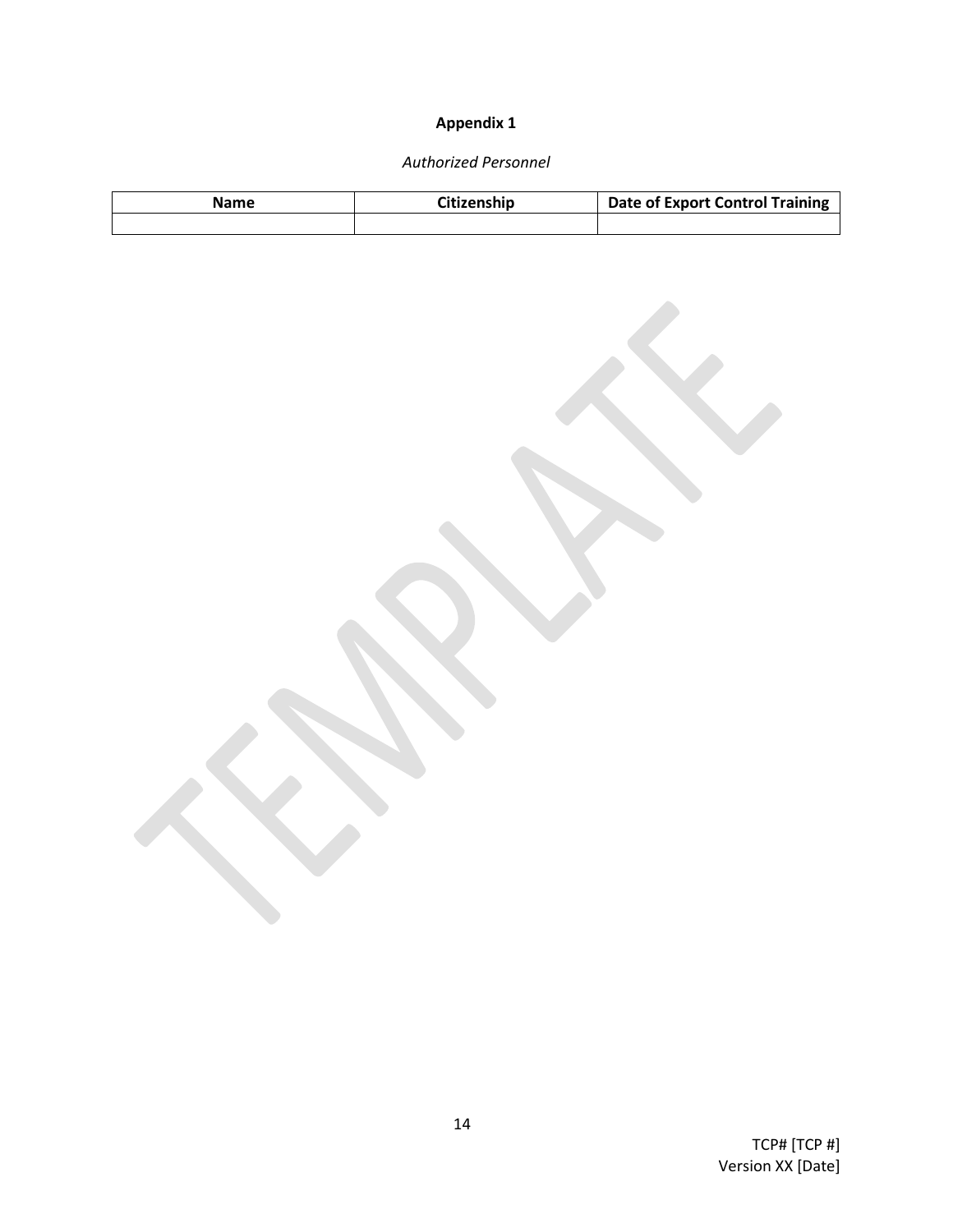# Appendix 1

*Authorized Personnel*

| Name | Citizenship | Date of Export Control Training |
| --- | --- | --- |
| | | |